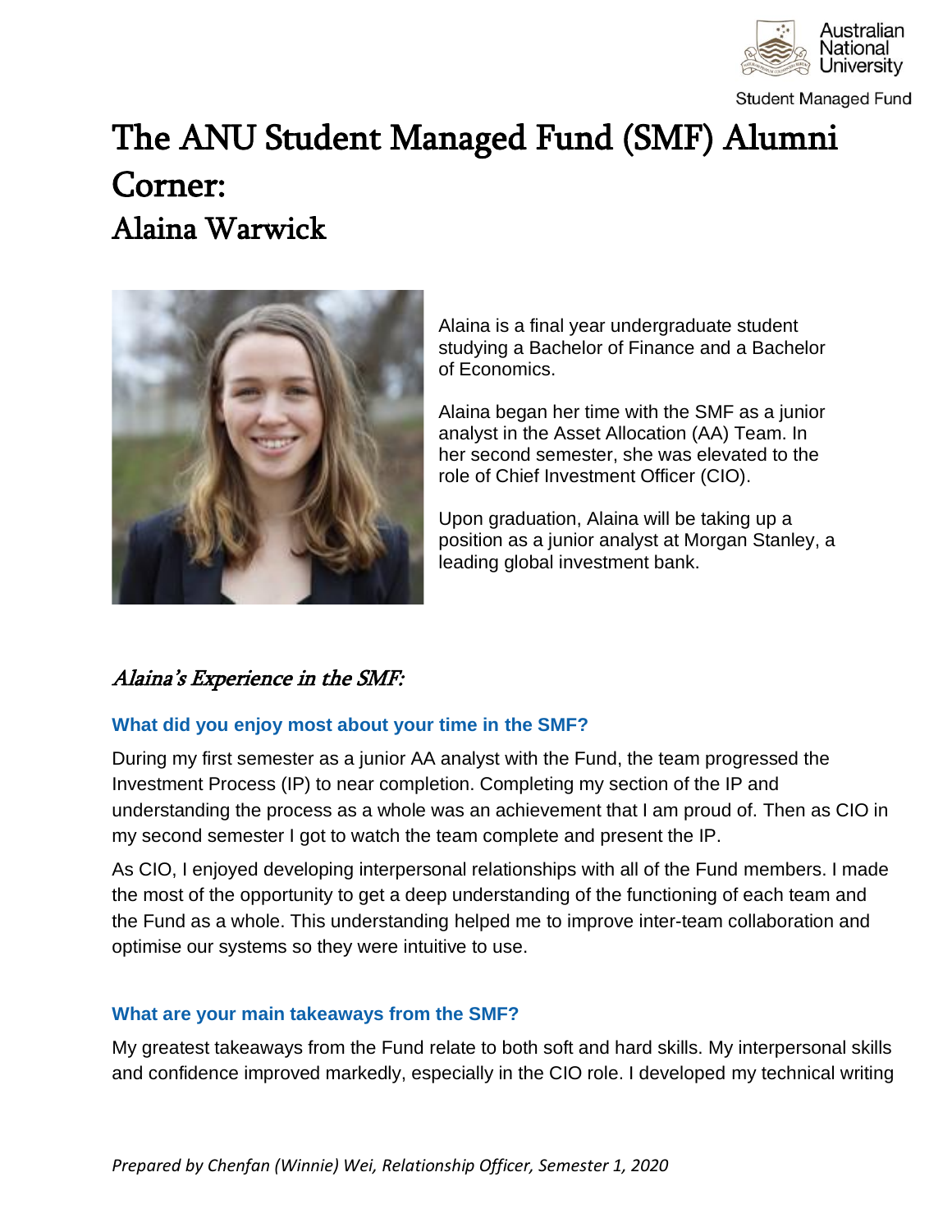# The ANU Student Managed Fund (SMF) Alumni Corner:

# Alaina Warwick

Alaina is a final year undergraduate student studying a Bachelor of Finance and a Bachelor of Economics.

Alaina began her time with the SMF as a junior analyst in the Asset Allocation (AA) Team. In her second semester, she was elevated to the role of Chief Investment Officer (CIO).

Upon graduation, Alaina will be taking up a position as a junior analyst at Morgan Stanley, a leading global investment bank.

## *Alaina's Experience in the SMF:*

### What did you enjoy most about your time in the SMF?

During my first semester as a junior AA analyst with the Fund, the team progressed the Investment Process (IP) to near completion. Completing my section of the IP and understanding the process as a whole was an achievement that I am proud of. Then as CIO in my second semester I got to watch the team complete and present the IP.

As CIO, I enjoyed developing interpersonal relationships with all of the Fund members. I made the most of the opportunity to get a deep understanding of the functioning of each team and the Fund as a whole. This understanding helped me to improve inter-team collaboration and optimise our systems so they were intuitive to use.

### What are your main takeaways from the SMF?

My greatest takeaways from the Fund relate to both soft and hard skills. My interpersonal skills and confidence improved markedly, especially in the CIO role. I developed my technical writing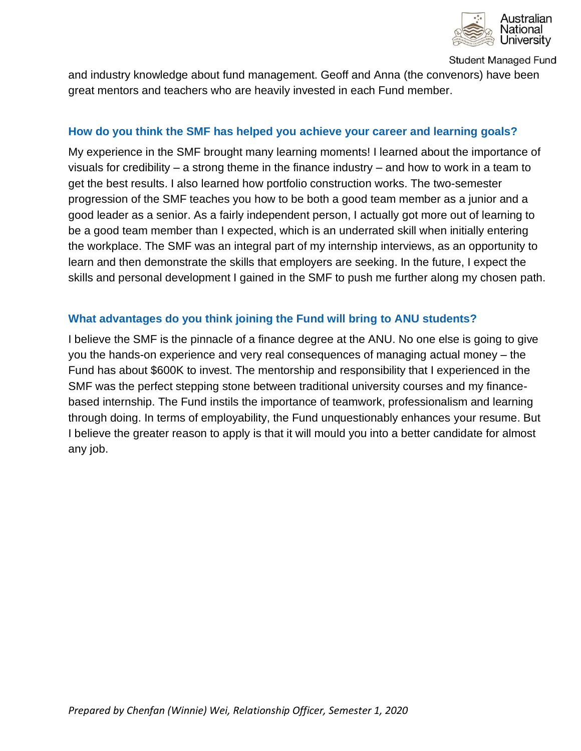and industry knowledge about fund management. Geoff and Anna (the convenors) have been great mentors and teachers who are heavily invested in each Fund member.

### How do you think the SMF has helped you achieve your career and learning goals?

My experience in the SMF brought many learning moments! I learned about the importance of visuals for credibility – a strong theme in the finance industry – and how to work in a team to get the best results. I also learned how portfolio construction works. The two-semester progression of the SMF teaches you how to be both a good team member as a junior and a good leader as a senior. As a fairly independent person, I actually got more out of learning to be a good team member than I expected, which is an underrated skill when initially entering the workplace. The SMF was an integral part of my internship interviews, as an opportunity to learn and then demonstrate the skills that employers are seeking. In the future, I expect the skills and personal development I gained in the SMF to push me further along my chosen path.

### What advantages do you think joining the Fund will bring to ANU students?

I believe the SMF is the pinnacle of a finance degree at the ANU. No one else is going to give you the hands-on experience and very real consequences of managing actual money – the Fund has about $600K to invest. The mentorship and responsibility that I experienced in the SMF was the perfect stepping stone between traditional university courses and my finance-based internship. The Fund instils the importance of teamwork, professionalism and learning through doing. In terms of employability, the Fund unquestionably enhances your resume. But I believe the greater reason to apply is that it will mould you into a better candidate for almost any job.

*Prepared by Chenfan (Winnie) Wei, Relationship Officer, Semester 1, 2020*